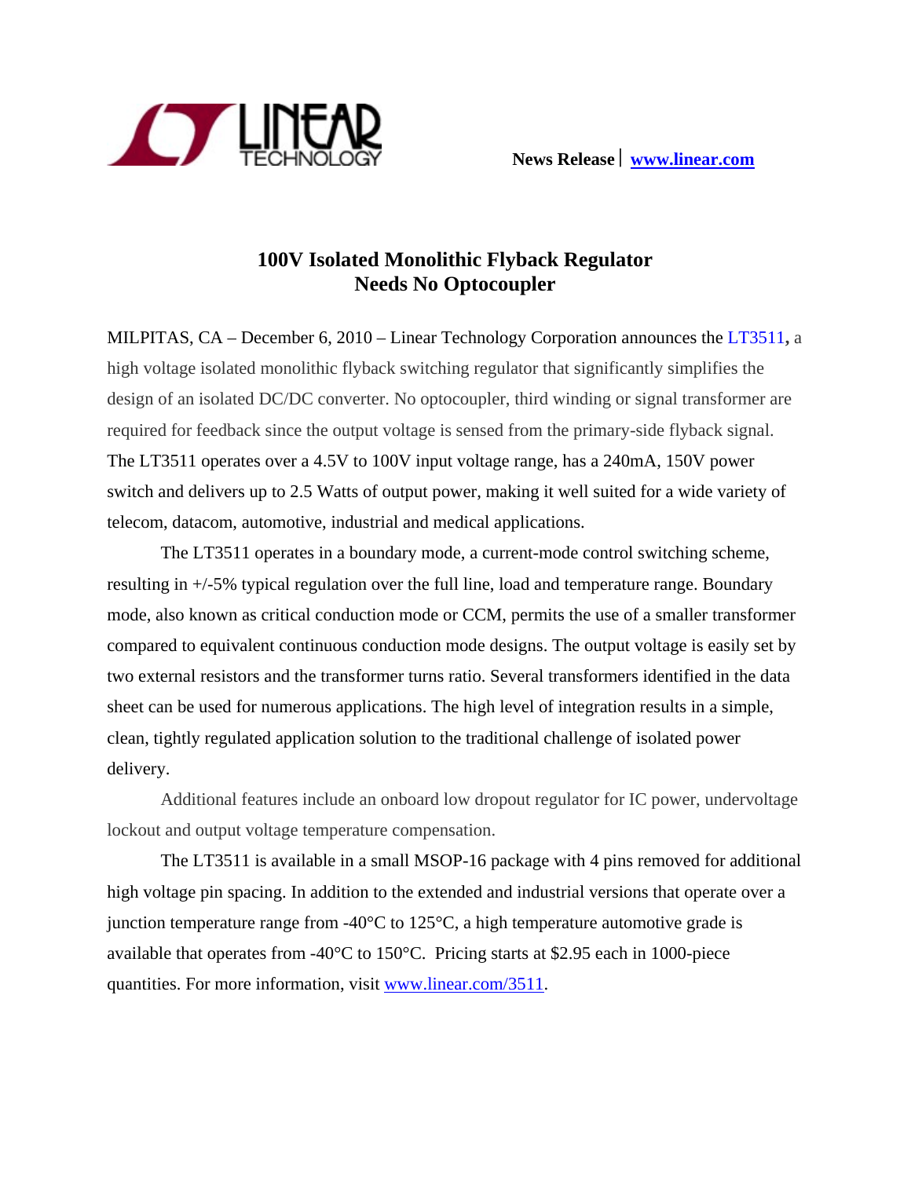News Release | www.linear.com

# 100V Isolated Monolithic Flyback Regulator Needs No Optocoupler

MILPITAS, CA – December 6, 2010 – Linear Technology Corporation announces the LT3511, a high voltage isolated monolithic flyback switching regulator that significantly simplifies the design of an isolated DC/DC converter. No optocoupler, third winding or signal transformer are required for feedback since the output voltage is sensed from the primary-side flyback signal. The LT3511 operates over a 4.5V to 100V input voltage range, has a 240mA, 150V power switch and delivers up to 2.5 Watts of output power, making it well suited for a wide variety of telecom, datacom, automotive, industrial and medical applications.

The LT3511 operates in a boundary mode, a current-mode control switching scheme, resulting in +/-5% typical regulation over the full line, load and temperature range. Boundary mode, also known as critical conduction mode or CCM, permits the use of a smaller transformer compared to equivalent continuous conduction mode designs. The output voltage is easily set by two external resistors and the transformer turns ratio. Several transformers identified in the data sheet can be used for numerous applications. The high level of integration results in a simple, clean, tightly regulated application solution to the traditional challenge of isolated power delivery.

Additional features include an onboard low dropout regulator for IC power, undervoltage lockout and output voltage temperature compensation.

The LT3511 is available in a small MSOP-16 package with 4 pins removed for additional high voltage pin spacing. In addition to the extended and industrial versions that operate over a junction temperature range from -40°C to 125°C, a high temperature automotive grade is available that operates from -40°C to 150°C. Pricing starts at $2.95 each in 1000-piece quantities. For more information, visit www.linear.com/3511.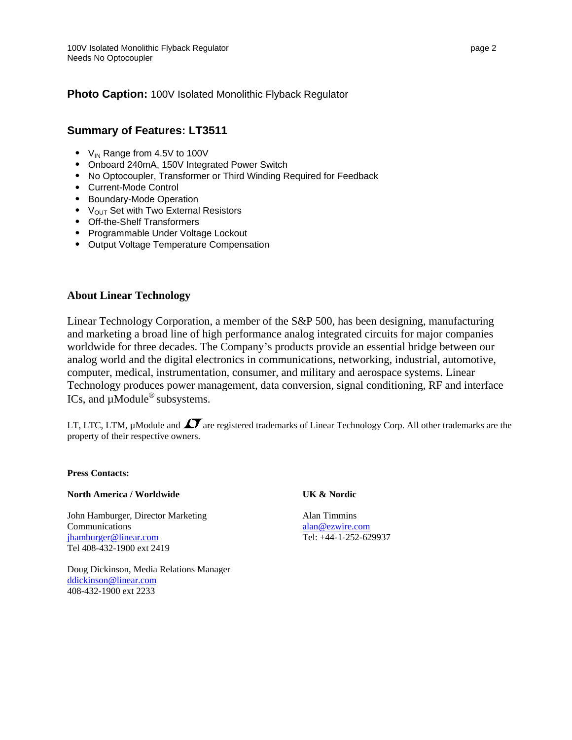**Photo Caption:** 100V Isolated Monolithic Flyback Regulator

## Summary of Features: LT3511

- $V_{IN}$ Range from 4.5V to 100V
- Onboard 240mA, 150V Integrated Power Switch
- No Optocoupler, Transformer or Third Winding Required for Feedback
- Current-Mode Control
- Boundary-Mode Operation
- $V_{OUT}$ Set with Two External Resistors
- Off-the-Shelf Transformers
- Programmable Under Voltage Lockout
- Output Voltage Temperature Compensation

## About Linear Technology

Linear Technology Corporation, a member of the S&P 500, has been designing, manufacturing and marketing a broad line of high performance analog integrated circuits for major companies worldwide for three decades. The Company's products provide an essential bridge between our analog world and the digital electronics in communications, networking, industrial, automotive, computer, medical, instrumentation, consumer, and military and aerospace systems. Linear Technology produces power management, data conversion, signal conditioning, RF and interface ICs, and µModule® subsystems.

LT, LTC, LTM, µModule and LT are registered trademarks of Linear Technology Corp. All other trademarks are the property of their respective owners.

**Press Contacts:**

**North America / Worldwide**

John Hamburger, Director Marketing Communications
jhamburger@linear.com
Tel 408-432-1900 ext 2419

Doug Dickinson, Media Relations Manager
ddickinson@linear.com
408-432-1900 ext 2233

**UK & Nordic**

Alan Timmins
alan@ezwire.com
Tel: +44-1-252-629937